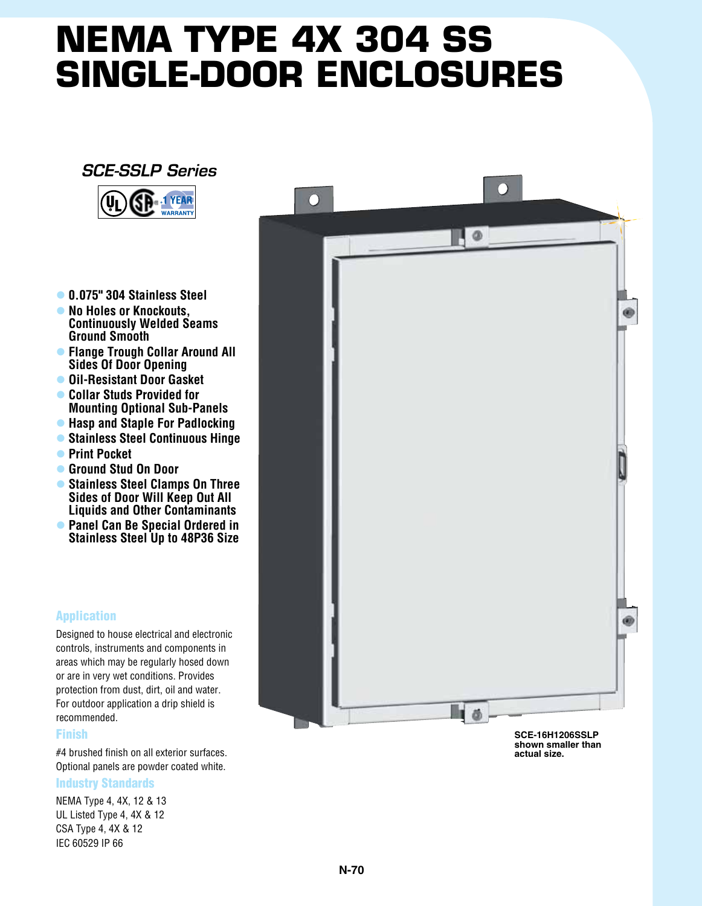# NEMA TYPE 4X 304 SS SINGLE-DOOR ENCLOSURES

### *SCE-SSLP Series*

1 YEAR WARRANTY

- **0.075" 304 Stainless Steel**
- **No Holes or Knockouts, Continuously Welded Seams Ground Smooth**
- **Flange Trough Collar Around All Sides Of Door Opening**
- **Oil-Resistant Door Gasket**
- **Collar Studs Provided for Mounting Optional Sub-Panels**
- **Hasp and Staple For Padlocking**
- **Stainless Steel Continuous Hinge**
- **Print Pocket**
- **Ground Stud On Door**
- **Stainless Steel Clamps On Three Sides of Door Will Keep Out All Liquids and Other Contaminants**
- **Panel Can Be Special Ordered in Stainless Steel Up to 48P36 Size**

### Application

Designed to house electrical and electronic controls, instruments and components in areas which may be regularly hosed down or are in very wet conditions. Provides protection from dust, dirt, oil and water. For outdoor application a drip shield is recommended.

### Finish

#4 brushed finish on all exterior surfaces. Optional panels are powder coated white.

### Industry Standards

NEMA Type 4, 4X, 12 & 13
UL Listed Type 4, 4X & 12
CSA Type 4, 4X & 12
IEC 60529 IP 66

**SCE-16H1206SSLP shown smaller than actual size.**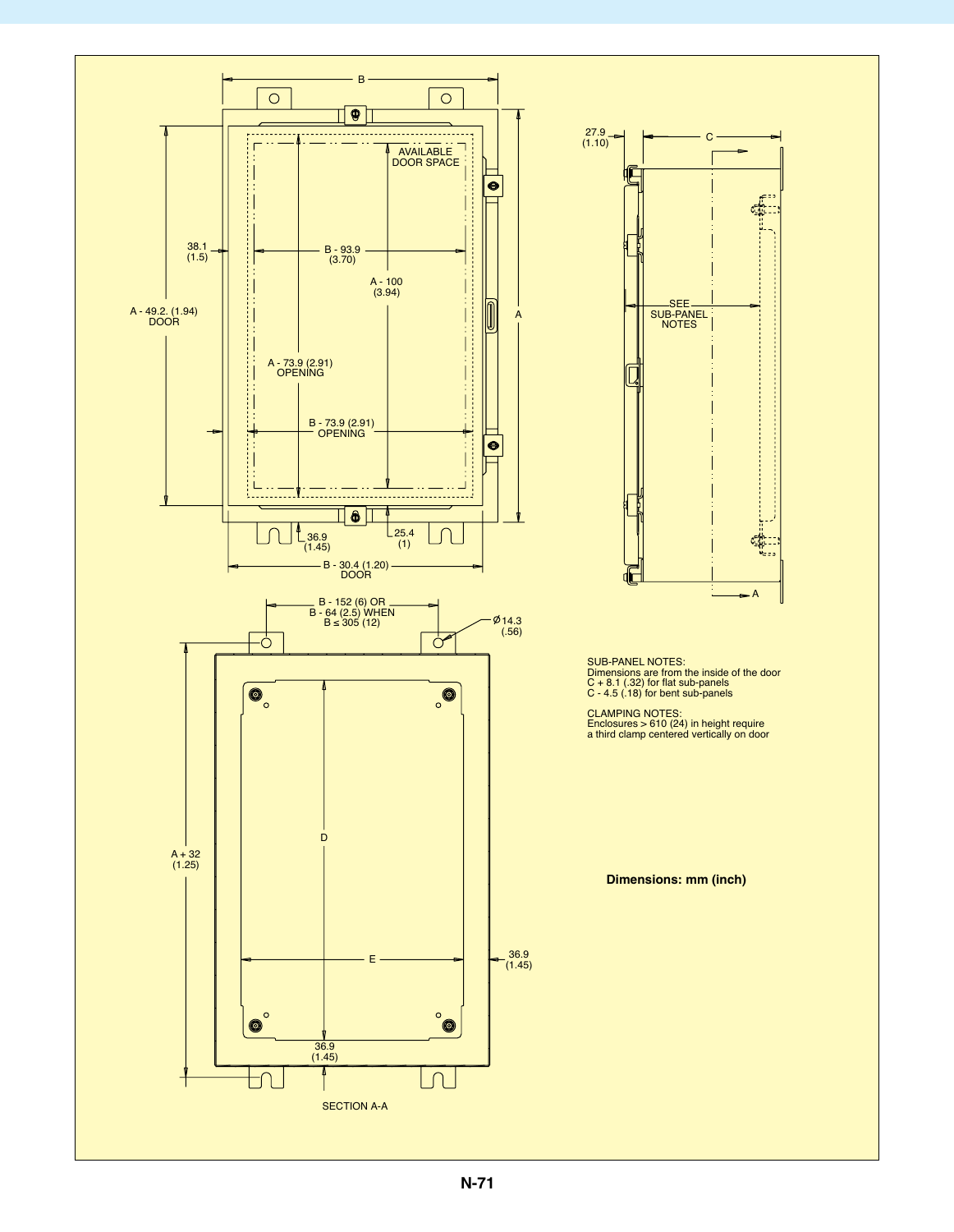B

AVAILABLE DOOR SPACE

38.1 (1.5)

B - 93.9 (3.70)

A - 100 (3.94)

A - 49.2. (1.94) DOOR

A

A - 73.9 (2.91) OPENING

B - 73.9 (2.91) OPENING

36.9 (1.45)

25.4 (1)

B - 30.4 (1.20) DOOR

27.9 (1.10)

C

SEE SUB-PANEL NOTES

A

B - 152 (6) OR B - 64 (2.5) WHEN B ≤ 305 (12)

Ø14.3 (.56)

A + 32 (1.25)

D

E

36.9 (1.45)

36.9 (1.45)

SECTION A-A

SUB-PANEL NOTES:
Dimensions are from the inside of the door
C + 8.1 (.32) for flat sub-panels
C - 4.5 (.18) for bent sub-panels

CLAMPING NOTES:
Enclosures > 610 (24) in height require
a third clamp centered vertically on door

**Dimensions: mm (inch)**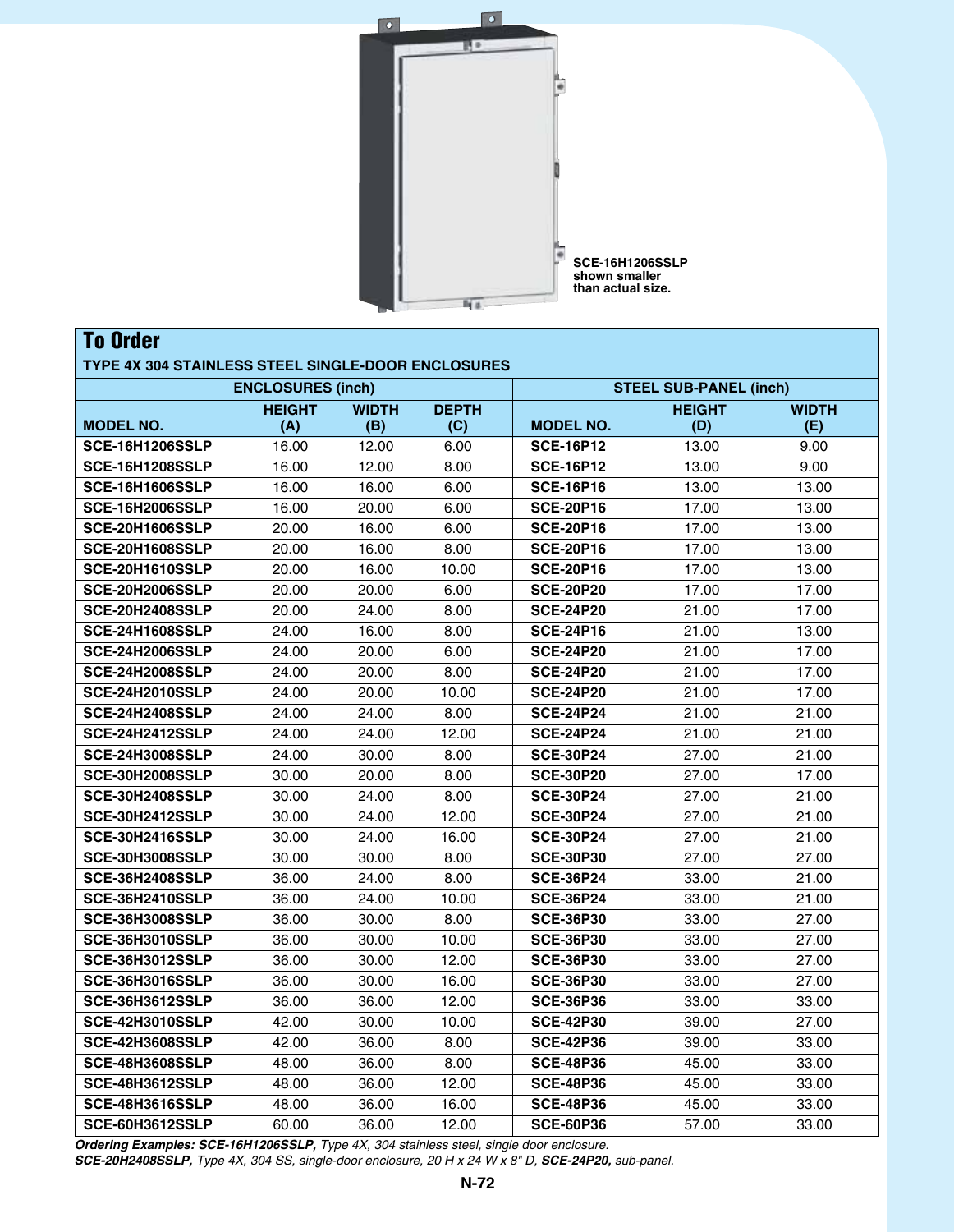SCE-16H1206SSLP shown smaller than actual size.

## To Order

**TYPE 4X 304 STAINLESS STEEL SINGLE-DOOR ENCLOSURES**

| ENCLOSURES (inch) | | | | STEEL SUB-PANEL (inch) | | |
|---|---|---|---|---|---|---|
| **MODEL NO.** | **HEIGHT (A)** | **WIDTH (B)** | **DEPTH (C)** | **MODEL NO.** | **HEIGHT (D)** | **WIDTH (E)** |
| **SCE-16H1206SSLP** | 16.00 | 12.00 | 6.00 | **SCE-16P12** | 13.00 | 9.00 |
| **SCE-16H1208SSLP** | 16.00 | 12.00 | 8.00 | **SCE-16P12** | 13.00 | 9.00 |
| **SCE-16H1606SSLP** | 16.00 | 16.00 | 6.00 | **SCE-16P16** | 13.00 | 13.00 |
| **SCE-16H2006SSLP** | 16.00 | 20.00 | 6.00 | **SCE-20P16** | 17.00 | 13.00 |
| **SCE-20H1606SSLP** | 20.00 | 16.00 | 6.00 | **SCE-20P16** | 17.00 | 13.00 |
| **SCE-20H1608SSLP** | 20.00 | 16.00 | 8.00 | **SCE-20P16** | 17.00 | 13.00 |
| **SCE-20H1610SSLP** | 20.00 | 16.00 | 10.00 | **SCE-20P16** | 17.00 | 13.00 |
| **SCE-20H2006SSLP** | 20.00 | 20.00 | 6.00 | **SCE-20P20** | 17.00 | 17.00 |
| **SCE-20H2408SSLP** | 20.00 | 24.00 | 8.00 | **SCE-24P20** | 21.00 | 17.00 |
| **SCE-24H1608SSLP** | 24.00 | 16.00 | 8.00 | **SCE-24P16** | 21.00 | 13.00 |
| **SCE-24H2006SSLP** | 24.00 | 20.00 | 6.00 | **SCE-24P20** | 21.00 | 17.00 |
| **SCE-24H2008SSLP** | 24.00 | 20.00 | 8.00 | **SCE-24P20** | 21.00 | 17.00 |
| **SCE-24H2010SSLP** | 24.00 | 20.00 | 10.00 | **SCE-24P20** | 21.00 | 17.00 |
| **SCE-24H2408SSLP** | 24.00 | 24.00 | 8.00 | **SCE-24P24** | 21.00 | 21.00 |
| **SCE-24H2412SSLP** | 24.00 | 24.00 | 12.00 | **SCE-24P24** | 21.00 | 21.00 |
| **SCE-24H3008SSLP** | 24.00 | 30.00 | 8.00 | **SCE-30P24** | 27.00 | 21.00 |
| **SCE-30H2008SSLP** | 30.00 | 20.00 | 8.00 | **SCE-30P20** | 27.00 | 17.00 |
| **SCE-30H2408SSLP** | 30.00 | 24.00 | 8.00 | **SCE-30P24** | 27.00 | 21.00 |
| **SCE-30H2412SSLP** | 30.00 | 24.00 | 12.00 | **SCE-30P24** | 27.00 | 21.00 |
| **SCE-30H2416SSLP** | 30.00 | 24.00 | 16.00 | **SCE-30P24** | 27.00 | 21.00 |
| **SCE-30H3008SSLP** | 30.00 | 30.00 | 8.00 | **SCE-30P30** | 27.00 | 27.00 |
| **SCE-36H2408SSLP** | 36.00 | 24.00 | 8.00 | **SCE-36P24** | 33.00 | 21.00 |
| **SCE-36H2410SSLP** | 36.00 | 24.00 | 10.00 | **SCE-36P24** | 33.00 | 21.00 |
| **SCE-36H3008SSLP** | 36.00 | 30.00 | 8.00 | **SCE-36P30** | 33.00 | 27.00 |
| **SCE-36H3010SSLP** | 36.00 | 30.00 | 10.00 | **SCE-36P30** | 33.00 | 27.00 |
| **SCE-36H3012SSLP** | 36.00 | 30.00 | 12.00 | **SCE-36P30** | 33.00 | 27.00 |
| **SCE-36H3016SSLP** | 36.00 | 30.00 | 16.00 | **SCE-36P30** | 33.00 | 27.00 |
| **SCE-36H3612SSLP** | 36.00 | 36.00 | 12.00 | **SCE-36P36** | 33.00 | 33.00 |
| **SCE-42H3010SSLP** | 42.00 | 30.00 | 10.00 | **SCE-42P30** | 39.00 | 27.00 |
| **SCE-42H3608SSLP** | 42.00 | 36.00 | 8.00 | **SCE-42P36** | 39.00 | 33.00 |
| **SCE-48H3608SSLP** | 48.00 | 36.00 | 8.00 | **SCE-48P36** | 45.00 | 33.00 |
| **SCE-48H3612SSLP** | 48.00 | 36.00 | 12.00 | **SCE-48P36** | 45.00 | 33.00 |
| **SCE-48H3616SSLP** | 48.00 | 36.00 | 16.00 | **SCE-48P36** | 45.00 | 33.00 |
| **SCE-60H3612SSLP** | 60.00 | 36.00 | 12.00 | **SCE-60P36** | 57.00 | 33.00 |

***Ordering Examples: SCE-16H1206SSLP,*** *Type 4X, 304 stainless steel, single door enclosure.*
***SCE-20H2408SSLP,*** *Type 4X, 304 SS, single-door enclosure, 20 H x 24 W x 8" D,* ***SCE-24P20,*** *sub-panel.*